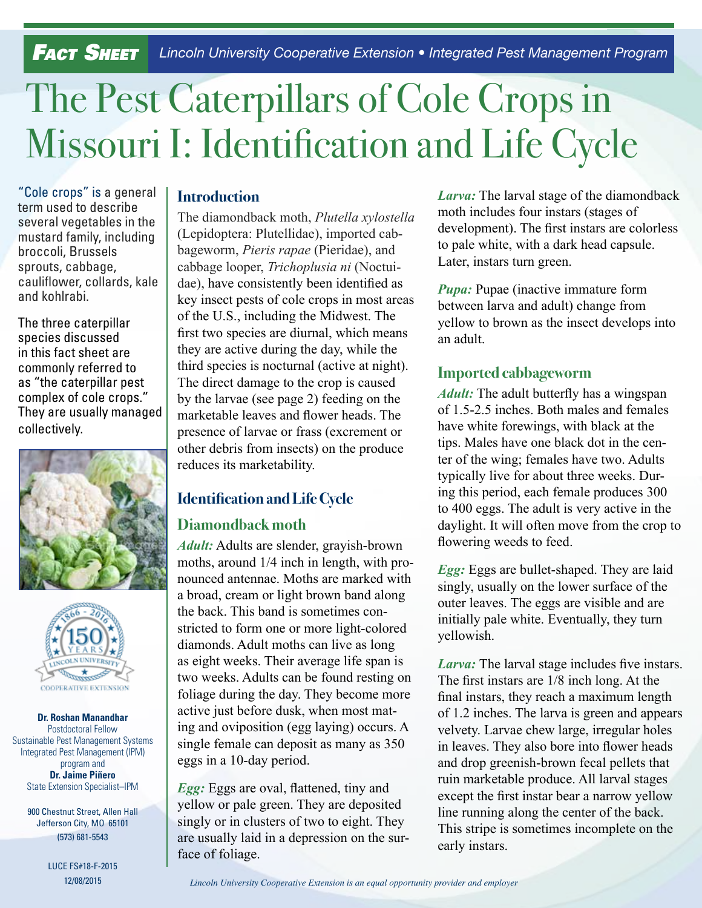**Fact Sheet** *Lincoln University Cooperative Extension • Integrated Pest Management Program*

# The Pest Caterpillars of Cole Crops in Missouri I: Identification and Life Cycle

"Cole crops" is a general term used to describe several vegetables in the mustard family, including broccoli, Brussels sprouts, cabbage, cauliflower, collards, kale and kohlrabi.

The three caterpillar species discussed in this fact sheet are commonly referred to as "the caterpillar pest complex of cole crops." They are usually managed collectively.

**Dr. Roshan Manandhar**
Postdoctoral Fellow
Sustainable Pest Management Systems
Integrated Pest Management (IPM) program and
**Dr. Jaime Piñero**
State Extension Specialist–IPM

900 Chestnut Street, Allen Hall
Jefferson City, MO 65101
(573) 681-5543

LUCE FS#18-F-2015
12/08/2015

## Introduction

The diamondback moth, *Plutella xylostella* (Lepidoptera: Plutellidae), imported cabbageworm, *Pieris rapae* (Pieridae), and cabbage looper, *Trichoplusia ni* (Noctuidae), have consistently been identified as key insect pests of cole crops in most areas of the U.S., including the Midwest. The first two species are diurnal, which means they are active during the day, while the third species is nocturnal (active at night). The direct damage to the crop is caused by the larvae (see page 2) feeding on the marketable leaves and flower heads. The presence of larvae or frass (excrement or other debris from insects) on the produce reduces its marketability.

## Identification and Life Cycle

### Diamondback moth

***Adult:*** Adults are slender, grayish-brown moths, around 1/4 inch in length, with pronounced antennae. Moths are marked with a broad, cream or light brown band along the back. This band is sometimes constricted to form one or more light-colored diamonds. Adult moths can live as long as eight weeks. Their average life span is two weeks. Adults can be found resting on foliage during the day. They become more active just before dusk, when most mating and oviposition (egg laying) occurs. A single female can deposit as many as 350 eggs in a 10-day period.

***Egg:*** Eggs are oval, flattened, tiny and yellow or pale green. They are deposited singly or in clusters of two to eight. They are usually laid in a depression on the surface of foliage.

***Larva:*** The larval stage of the diamondback moth includes four instars (stages of development). The first instars are colorless to pale white, with a dark head capsule. Later, instars turn green.

***Pupa:*** Pupae (inactive immature form between larva and adult) change from yellow to brown as the insect develops into an adult.

### Imported cabbageworm

***Adult:*** The adult butterfly has a wingspan of 1.5-2.5 inches. Both males and females have white forewings, with black at the tips. Males have one black dot in the center of the wing; females have two. Adults typically live for about three weeks. During this period, each female produces 300 to 400 eggs. The adult is very active in the daylight. It will often move from the crop to flowering weeds to feed.

***Egg:*** Eggs are bullet-shaped. They are laid singly, usually on the lower surface of the outer leaves. The eggs are visible and are initially pale white. Eventually, they turn yellowish.

***Larva:*** The larval stage includes five instars. The first instars are 1/8 inch long. At the final instars, they reach a maximum length of 1.2 inches. The larva is green and appears velvety. Larvae chew large, irregular holes in leaves. They also bore into flower heads and drop greenish-brown fecal pellets that ruin marketable produce. All larval stages except the first instar bear a narrow yellow line running along the center of the back. This stripe is sometimes incomplete on the early instars.

*Lincoln University Cooperative Extension is an equal opportunity provider and employer*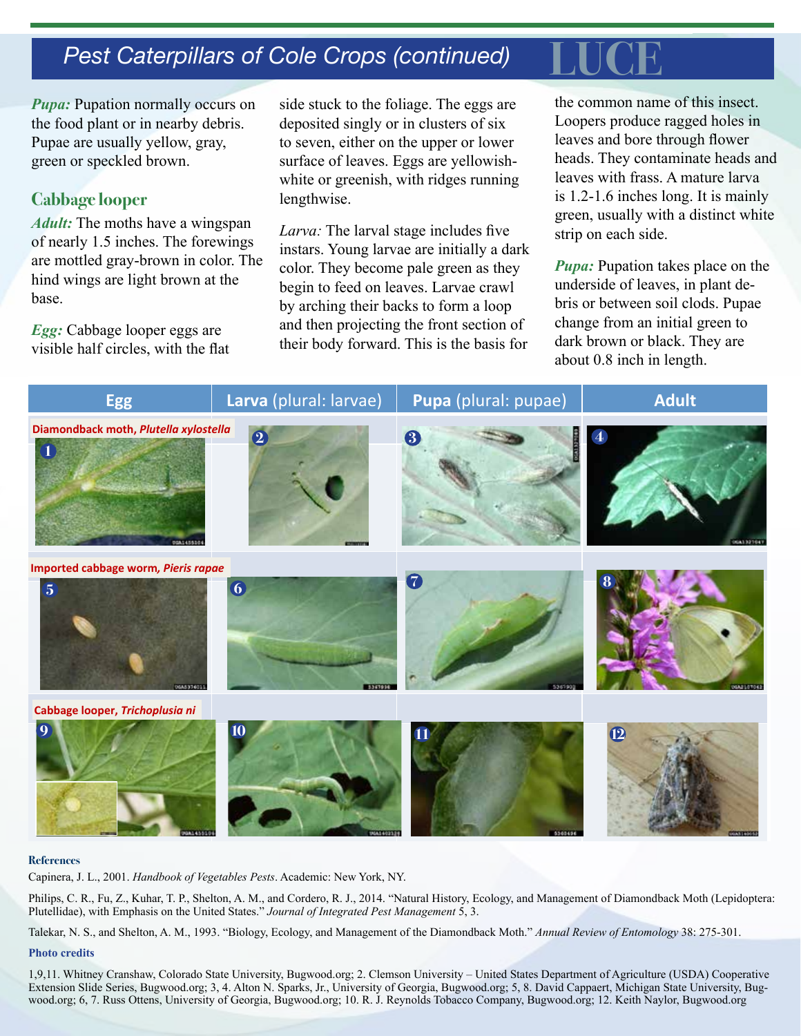# Pest Caterpillars of Cole Crops (continued)

*Pupa:* Pupation normally occurs on the food plant or in nearby debris. Pupae are usually yellow, gray, green or speckled brown.

## Cabbage looper

*Adult:* The moths have a wingspan of nearly 1.5 inches. The forewings are mottled gray-brown in color. The hind wings are light brown at the base.

*Egg:* Cabbage looper eggs are visible half circles, with the flat side stuck to the foliage. The eggs are deposited singly or in clusters of six to seven, either on the upper or lower surface of leaves. Eggs are yellowish-white or greenish, with ridges running lengthwise.

*Larva:* The larval stage includes five instars. Young larvae are initially a dark color. They become pale green as they begin to feed on leaves. Larvae crawl by arching their backs to form a loop and then projecting the front section of their body forward. This is the basis for the common name of this insect. Loopers produce ragged holes in leaves and bore through flower heads. They contaminate heads and leaves with frass. A mature larva is 1.2-1.6 inches long. It is mainly green, usually with a distinct white strip on each side.

*Pupa:* Pupation takes place on the underside of leaves, in plant debris or between soil clods. Pupae change from an initial green to dark brown or black. They are about 0.8 inch in length.

| Egg | Larva (plural: larvae) | Pupa (plural: pupae) | Adult |
|---|---|---|---|
| **Diamondback moth, *Plutella xylostella*** | | | |
| 1 | 2 | 3 | 4 |
| **Imported cabbage worm, *Pieris rapae*** | | | |
| 5 | 6 | 7 | 8 |
| **Cabbage looper, *Trichoplusia ni*** | | | |
| 9 | 10 | 11 | 12 |

### References

Capinera, J. L., 2001. *Handbook of Vegetables Pests*. Academic: New York, NY.

Philips, C. R., Fu, Z., Kuhar, T. P., Shelton, A. M., and Cordero, R. J., 2014. "Natural History, Ecology, and Management of Diamondback Moth (Lepidoptera: Plutellidae), with Emphasis on the United States." *Journal of Integrated Pest Management* 5, 3.

Talekar, N. S., and Shelton, A. M., 1993. "Biology, Ecology, and Management of the Diamondback Moth." *Annual Review of Entomology* 38: 275-301.

### Photo credits

1,9,11. Whitney Cranshaw, Colorado State University, Bugwood.org; 2. Clemson University – United States Department of Agriculture (USDA) Cooperative Extension Slide Series, Bugwood.org; 3, 4. Alton N. Sparks, Jr., University of Georgia, Bugwood.org; 5, 8. David Cappaert, Michigan State University, Bugwood.org; 6, 7. Russ Ottens, University of Georgia, Bugwood.org; 10. R. J. Reynolds Tobacco Company, Bugwood.org; 12. Keith Naylor, Bugwood.org